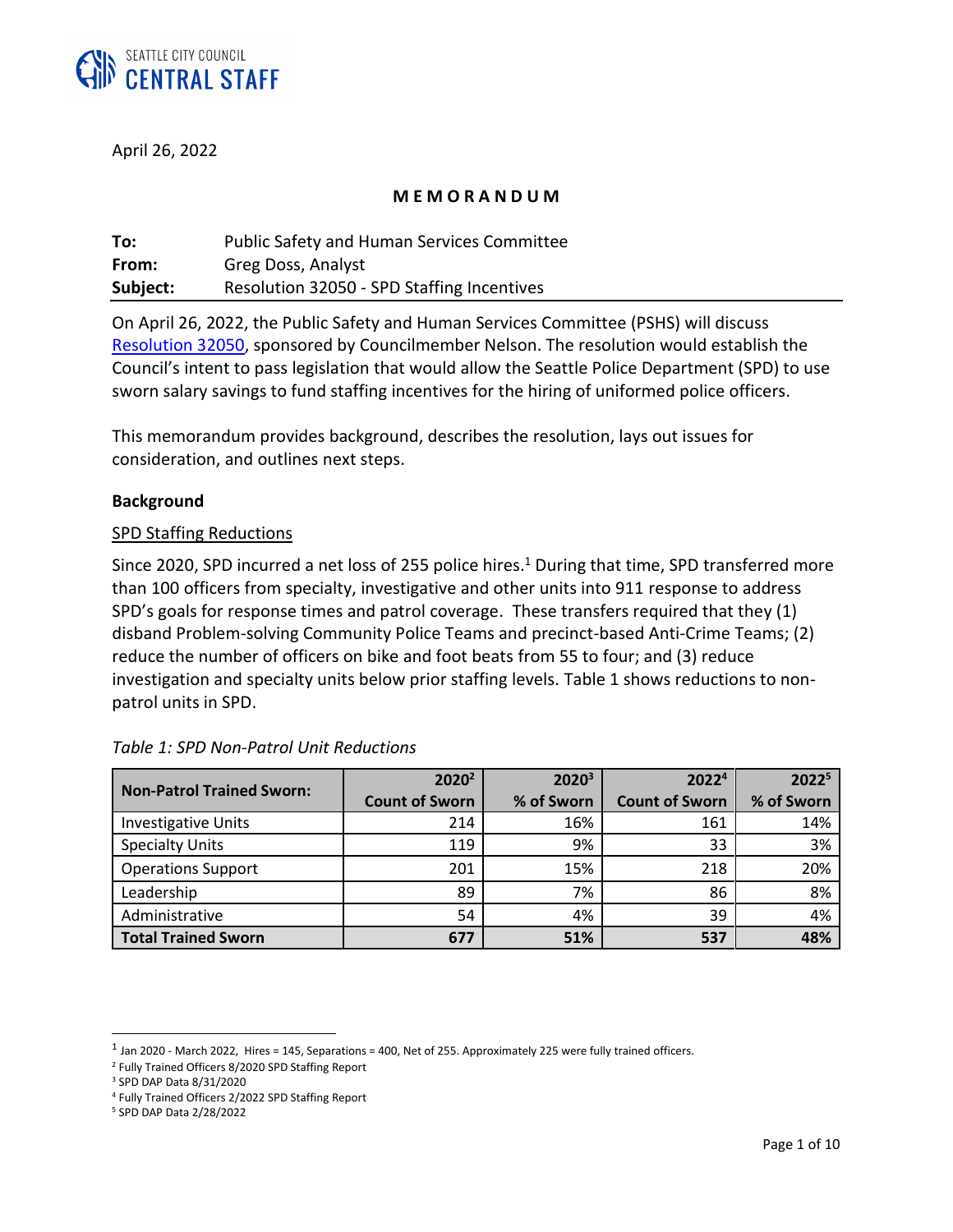SEATTLE CITY COUNCIL
CENTRAL STAFF

April 26, 2022

**M E M O R A N D U M**

**To:** Public Safety and Human Services Committee
**From:** Greg Doss, Analyst
**Subject:** Resolution 32050 - SPD Staffing Incentives

On April 26, 2022, the Public Safety and Human Services Committee (PSHS) will discuss Resolution 32050, sponsored by Councilmember Nelson. The resolution would establish the Council's intent to pass legislation that would allow the Seattle Police Department (SPD) to use sworn salary savings to fund staffing incentives for the hiring of uniformed police officers.

This memorandum provides background, describes the resolution, lays out issues for consideration, and outlines next steps.

**Background**

SPD Staffing Reductions

Since 2020, SPD incurred a net loss of 255 police hires.[1] During that time, SPD transferred more than 100 officers from specialty, investigative and other units into 911 response to address SPD's goals for response times and patrol coverage. These transfers required that they (1) disband Problem-solving Community Police Teams and precinct-based Anti-Crime Teams; (2) reduce the number of officers on bike and foot beats from 55 to four; and (3) reduce investigation and specialty units below prior staffing levels. Table 1 shows reductions to non-patrol units in SPD.

*Table 1: SPD Non-Patrol Unit Reductions*

| Non-Patrol Trained Sworn: | 2020[2] Count of Sworn | 2020[3] % of Sworn | 2022[4] Count of Sworn | 2022[5] % of Sworn |
|---|---|---|---|---|
| Investigative Units | 214 | 16% | 161 | 14% |
| Specialty Units | 119 | 9% | 33 | 3% |
| Operations Support | 201 | 15% | 218 | 20% |
| Leadership | 89 | 7% | 86 | 8% |
| Administrative | 54 | 4% | 39 | 4% |
| **Total Trained Sworn** | **677** | **51%** | **537** | **48%** |

[1] Jan 2020 - March 2022, Hires = 145, Separations = 400, Net of 255. Approximately 225 were fully trained officers.

[2] Fully Trained Officers 8/2020 SPD Staffing Report

[3] SPD DAP Data 8/31/2020

[4] Fully Trained Officers 2/2022 SPD Staffing Report

[5] SPD DAP Data 2/28/2022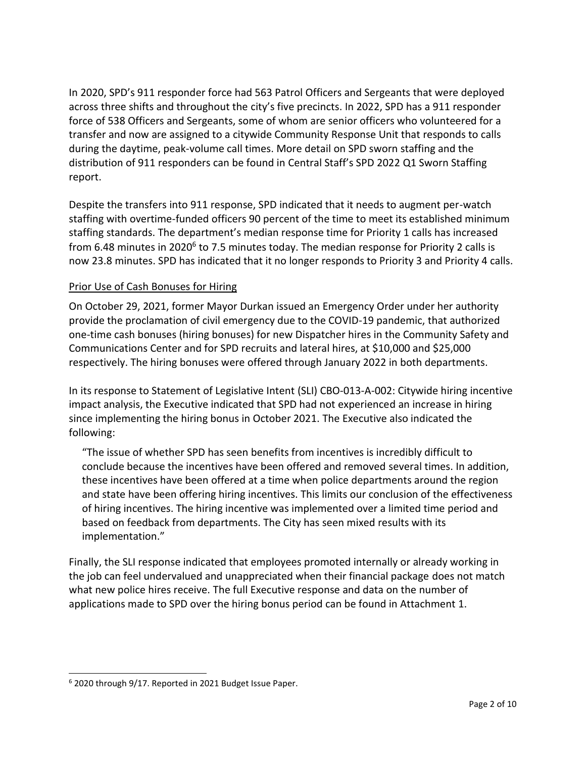In 2020, SPD's 911 responder force had 563 Patrol Officers and Sergeants that were deployed across three shifts and throughout the city's five precincts. In 2022, SPD has a 911 responder force of 538 Officers and Sergeants, some of whom are senior officers who volunteered for a transfer and now are assigned to a citywide Community Response Unit that responds to calls during the daytime, peak-volume call times. More detail on SPD sworn staffing and the distribution of 911 responders can be found in Central Staff's SPD 2022 Q1 Sworn Staffing report.

Despite the transfers into 911 response, SPD indicated that it needs to augment per-watch staffing with overtime-funded officers 90 percent of the time to meet its established minimum staffing standards. The department's median response time for Priority 1 calls has increased from 6.48 minutes in 2020[6] to 7.5 minutes today. The median response for Priority 2 calls is now 23.8 minutes. SPD has indicated that it no longer responds to Priority 3 and Priority 4 calls.

<u>Prior Use of Cash Bonuses for Hiring</u>

On October 29, 2021, former Mayor Durkan issued an Emergency Order under her authority provide the proclamation of civil emergency due to the COVID-19 pandemic, that authorized one-time cash bonuses (hiring bonuses) for new Dispatcher hires in the Community Safety and Communications Center and for SPD recruits and lateral hires, at $10,000 and $25,000 respectively. The hiring bonuses were offered through January 2022 in both departments.

In its response to Statement of Legislative Intent (SLI) CBO-013-A-002: Citywide hiring incentive impact analysis, the Executive indicated that SPD had not experienced an increase in hiring since implementing the hiring bonus in October 2021. The Executive also indicated the following:

> "The issue of whether SPD has seen benefits from incentives is incredibly difficult to conclude because the incentives have been offered and removed several times. In addition, these incentives have been offered at a time when police departments around the region and state have been offering hiring incentives. This limits our conclusion of the effectiveness of hiring incentives. The hiring incentive was implemented over a limited time period and based on feedback from departments. The City has seen mixed results with its implementation."

Finally, the SLI response indicated that employees promoted internally or already working in the job can feel undervalued and unappreciated when their financial package does not match what new police hires receive. The full Executive response and data on the number of applications made to SPD over the hiring bonus period can be found in Attachment 1.

---

[6] 2020 through 9/17. Reported in 2021 Budget Issue Paper.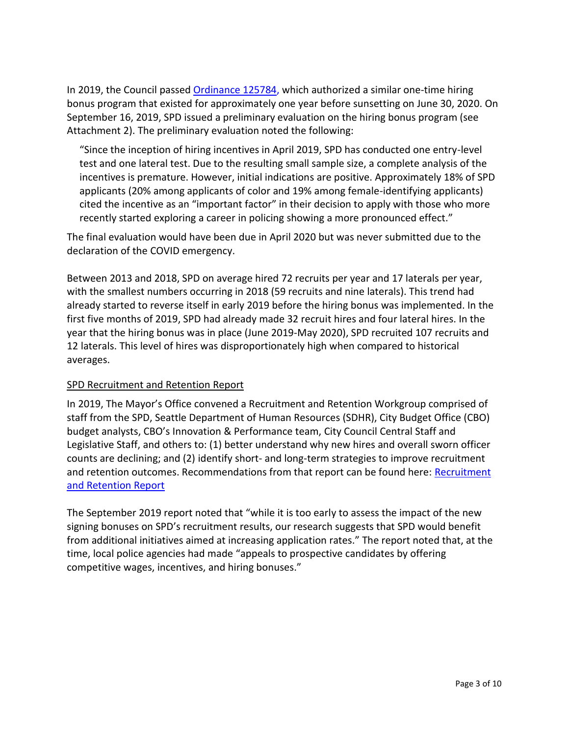In 2019, the Council passed [Ordinance 125784](), which authorized a similar one-time hiring bonus program that existed for approximately one year before sunsetting on June 30, 2020. On September 16, 2019, SPD issued a preliminary evaluation on the hiring bonus program (see Attachment 2). The preliminary evaluation noted the following:

> "Since the inception of hiring incentives in April 2019, SPD has conducted one entry-level test and one lateral test. Due to the resulting small sample size, a complete analysis of the incentives is premature. However, initial indications are positive. Approximately 18% of SPD applicants (20% among applicants of color and 19% among female-identifying applicants) cited the incentive as an "important factor" in their decision to apply with those who more recently started exploring a career in policing showing a more pronounced effect."

The final evaluation would have been due in April 2020 but was never submitted due to the declaration of the COVID emergency.

Between 2013 and 2018, SPD on average hired 72 recruits per year and 17 laterals per year, with the smallest numbers occurring in 2018 (59 recruits and nine laterals). This trend had already started to reverse itself in early 2019 before the hiring bonus was implemented. In the first five months of 2019, SPD had already made 32 recruit hires and four lateral hires. In the year that the hiring bonus was in place (June 2019-May 2020), SPD recruited 107 recruits and 12 laterals. This level of hires was disproportionately high when compared to historical averages.

<u>SPD Recruitment and Retention Report</u>

In 2019, The Mayor's Office convened a Recruitment and Retention Workgroup comprised of staff from the SPD, Seattle Department of Human Resources (SDHR), City Budget Office (CBO) budget analysts, CBO's Innovation & Performance team, City Council Central Staff and Legislative Staff, and others to: (1) better understand why new hires and overall sworn officer counts are declining; and (2) identify short- and long-term strategies to improve recruitment and retention outcomes. Recommendations from that report can be found here: [Recruitment and Retention Report]()

The September 2019 report noted that "while it is too early to assess the impact of the new signing bonuses on SPD's recruitment results, our research suggests that SPD would benefit from additional initiatives aimed at increasing application rates." The report noted that, at the time, local police agencies had made "appeals to prospective candidates by offering competitive wages, incentives, and hiring bonuses."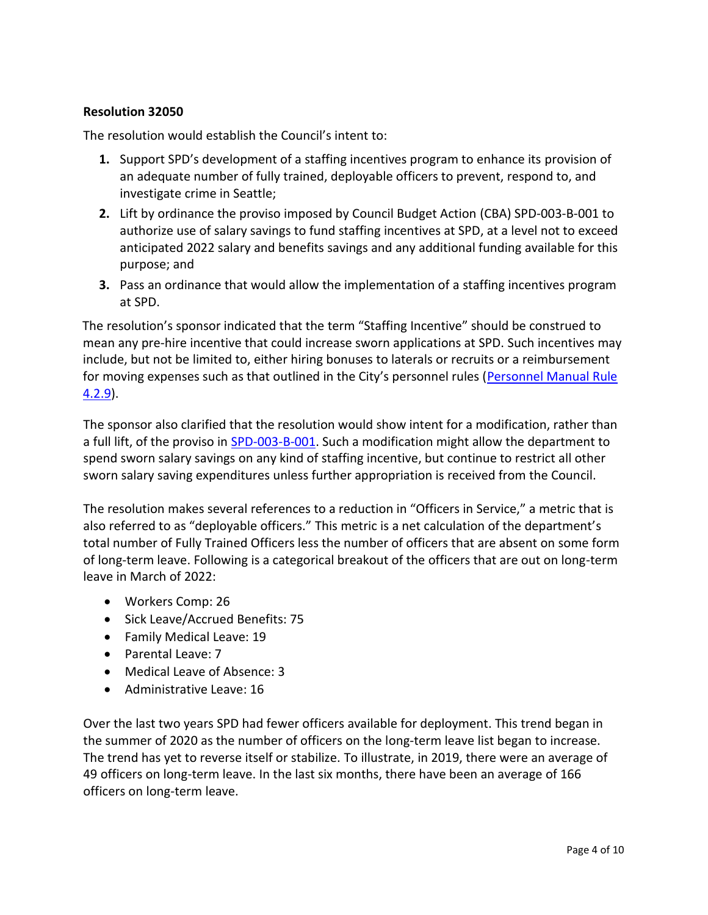**Resolution 32050**

The resolution would establish the Council's intent to:

1. Support SPD's development of a staffing incentives program to enhance its provision of an adequate number of fully trained, deployable officers to prevent, respond to, and investigate crime in Seattle;
2. Lift by ordinance the proviso imposed by Council Budget Action (CBA) SPD-003-B-001 to authorize use of salary savings to fund staffing incentives at SPD, at a level not to exceed anticipated 2022 salary and benefits savings and any additional funding available for this purpose; and
3. Pass an ordinance that would allow the implementation of a staffing incentives program at SPD.

The resolution's sponsor indicated that the term "Staffing Incentive" should be construed to mean any pre-hire incentive that could increase sworn applications at SPD. Such incentives may include, but not be limited to, either hiring bonuses to laterals or recruits or a reimbursement for moving expenses such as that outlined in the City's personnel rules (Personnel Manual Rule 4.2.9).

The sponsor also clarified that the resolution would show intent for a modification, rather than a full lift, of the proviso in SPD-003-B-001. Such a modification might allow the department to spend sworn salary savings on any kind of staffing incentive, but continue to restrict all other sworn salary saving expenditures unless further appropriation is received from the Council.

The resolution makes several references to a reduction in "Officers in Service," a metric that is also referred to as "deployable officers." This metric is a net calculation of the department's total number of Fully Trained Officers less the number of officers that are absent on some form of long-term leave. Following is a categorical breakout of the officers that are out on long-term leave in March of 2022:

- Workers Comp: 26
- Sick Leave/Accrued Benefits: 75
- Family Medical Leave: 19
- Parental Leave: 7
- Medical Leave of Absence: 3
- Administrative Leave: 16

Over the last two years SPD had fewer officers available for deployment. This trend began in the summer of 2020 as the number of officers on the long-term leave list began to increase. The trend has yet to reverse itself or stabilize. To illustrate, in 2019, there were an average of 49 officers on long-term leave. In the last six months, there have been an average of 166 officers on long-term leave.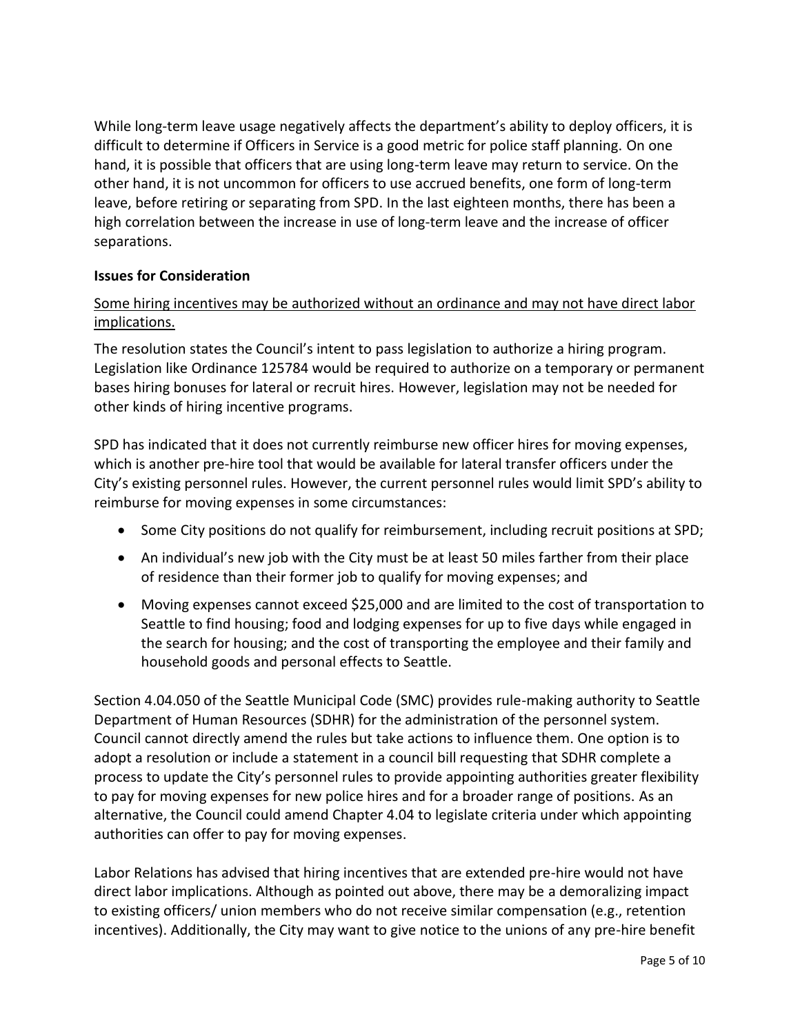While long-term leave usage negatively affects the department's ability to deploy officers, it is difficult to determine if Officers in Service is a good metric for police staff planning. On one hand, it is possible that officers that are using long-term leave may return to service. On the other hand, it is not uncommon for officers to use accrued benefits, one form of long-term leave, before retiring or separating from SPD. In the last eighteen months, there has been a high correlation between the increase in use of long-term leave and the increase of officer separations.

**Issues for Consideration**

<u>Some hiring incentives may be authorized without an ordinance and may not have direct labor implications.</u>

The resolution states the Council's intent to pass legislation to authorize a hiring program. Legislation like Ordinance 125784 would be required to authorize on a temporary or permanent bases hiring bonuses for lateral or recruit hires. However, legislation may not be needed for other kinds of hiring incentive programs.

SPD has indicated that it does not currently reimburse new officer hires for moving expenses, which is another pre-hire tool that would be available for lateral transfer officers under the City's existing personnel rules. However, the current personnel rules would limit SPD's ability to reimburse for moving expenses in some circumstances:

- Some City positions do not qualify for reimbursement, including recruit positions at SPD;
- An individual's new job with the City must be at least 50 miles farther from their place of residence than their former job to qualify for moving expenses; and
- Moving expenses cannot exceed $25,000 and are limited to the cost of transportation to Seattle to find housing; food and lodging expenses for up to five days while engaged in the search for housing; and the cost of transporting the employee and their family and household goods and personal effects to Seattle.

Section 4.04.050 of the Seattle Municipal Code (SMC) provides rule-making authority to Seattle Department of Human Resources (SDHR) for the administration of the personnel system. Council cannot directly amend the rules but take actions to influence them. One option is to adopt a resolution or include a statement in a council bill requesting that SDHR complete a process to update the City's personnel rules to provide appointing authorities greater flexibility to pay for moving expenses for new police hires and for a broader range of positions. As an alternative, the Council could amend Chapter 4.04 to legislate criteria under which appointing authorities can offer to pay for moving expenses.

Labor Relations has advised that hiring incentives that are extended pre-hire would not have direct labor implications. Although as pointed out above, there may be a demoralizing impact to existing officers/ union members who do not receive similar compensation (e.g., retention incentives). Additionally, the City may want to give notice to the unions of any pre-hire benefit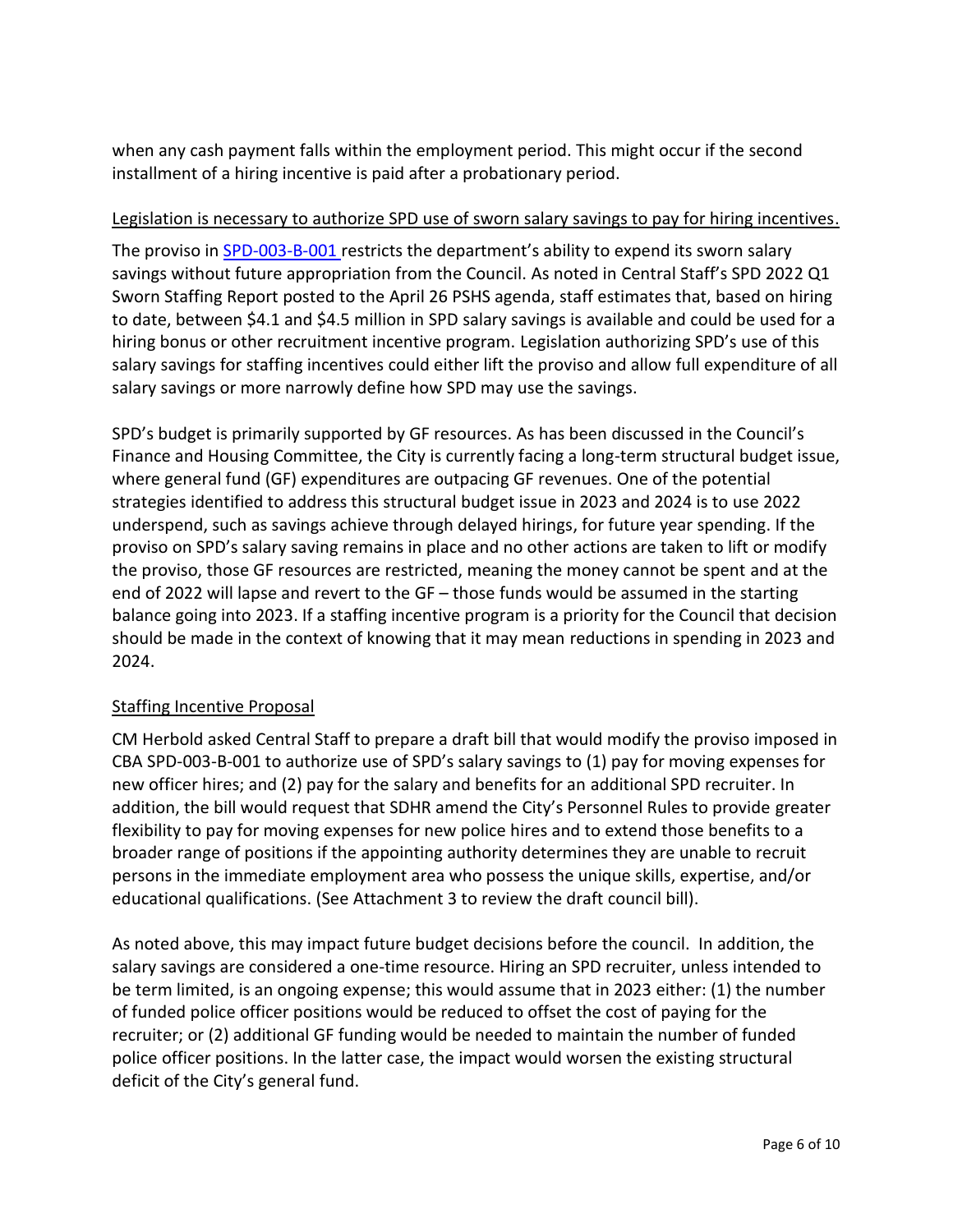when any cash payment falls within the employment period. This might occur if the second installment of a hiring incentive is paid after a probationary period.

<u>Legislation is necessary to authorize SPD use of sworn salary savings to pay for hiring incentives.</u>

The proviso in [SPD-003-B-001](#) restricts the department's ability to expend its sworn salary savings without future appropriation from the Council. As noted in Central Staff's SPD 2022 Q1 Sworn Staffing Report posted to the April 26 PSHS agenda, staff estimates that, based on hiring to date, between $4.1 and $4.5 million in SPD salary savings is available and could be used for a hiring bonus or other recruitment incentive program. Legislation authorizing SPD's use of this salary savings for staffing incentives could either lift the proviso and allow full expenditure of all salary savings or more narrowly define how SPD may use the savings.

SPD's budget is primarily supported by GF resources. As has been discussed in the Council's Finance and Housing Committee, the City is currently facing a long-term structural budget issue, where general fund (GF) expenditures are outpacing GF revenues. One of the potential strategies identified to address this structural budget issue in 2023 and 2024 is to use 2022 underspend, such as savings achieve through delayed hirings, for future year spending. If the proviso on SPD's salary saving remains in place and no other actions are taken to lift or modify the proviso, those GF resources are restricted, meaning the money cannot be spent and at the end of 2022 will lapse and revert to the GF – those funds would be assumed in the starting balance going into 2023. If a staffing incentive program is a priority for the Council that decision should be made in the context of knowing that it may mean reductions in spending in 2023 and 2024.

<u>Staffing Incentive Proposal</u>

CM Herbold asked Central Staff to prepare a draft bill that would modify the proviso imposed in CBA SPD-003-B-001 to authorize use of SPD's salary savings to (1) pay for moving expenses for new officer hires; and (2) pay for the salary and benefits for an additional SPD recruiter. In addition, the bill would request that SDHR amend the City's Personnel Rules to provide greater flexibility to pay for moving expenses for new police hires and to extend those benefits to a broader range of positions if the appointing authority determines they are unable to recruit persons in the immediate employment area who possess the unique skills, expertise, and/or educational qualifications. (See Attachment 3 to review the draft council bill).

As noted above, this may impact future budget decisions before the council. In addition, the salary savings are considered a one-time resource. Hiring an SPD recruiter, unless intended to be term limited, is an ongoing expense; this would assume that in 2023 either: (1) the number of funded police officer positions would be reduced to offset the cost of paying for the recruiter; or (2) additional GF funding would be needed to maintain the number of funded police officer positions. In the latter case, the impact would worsen the existing structural deficit of the City's general fund.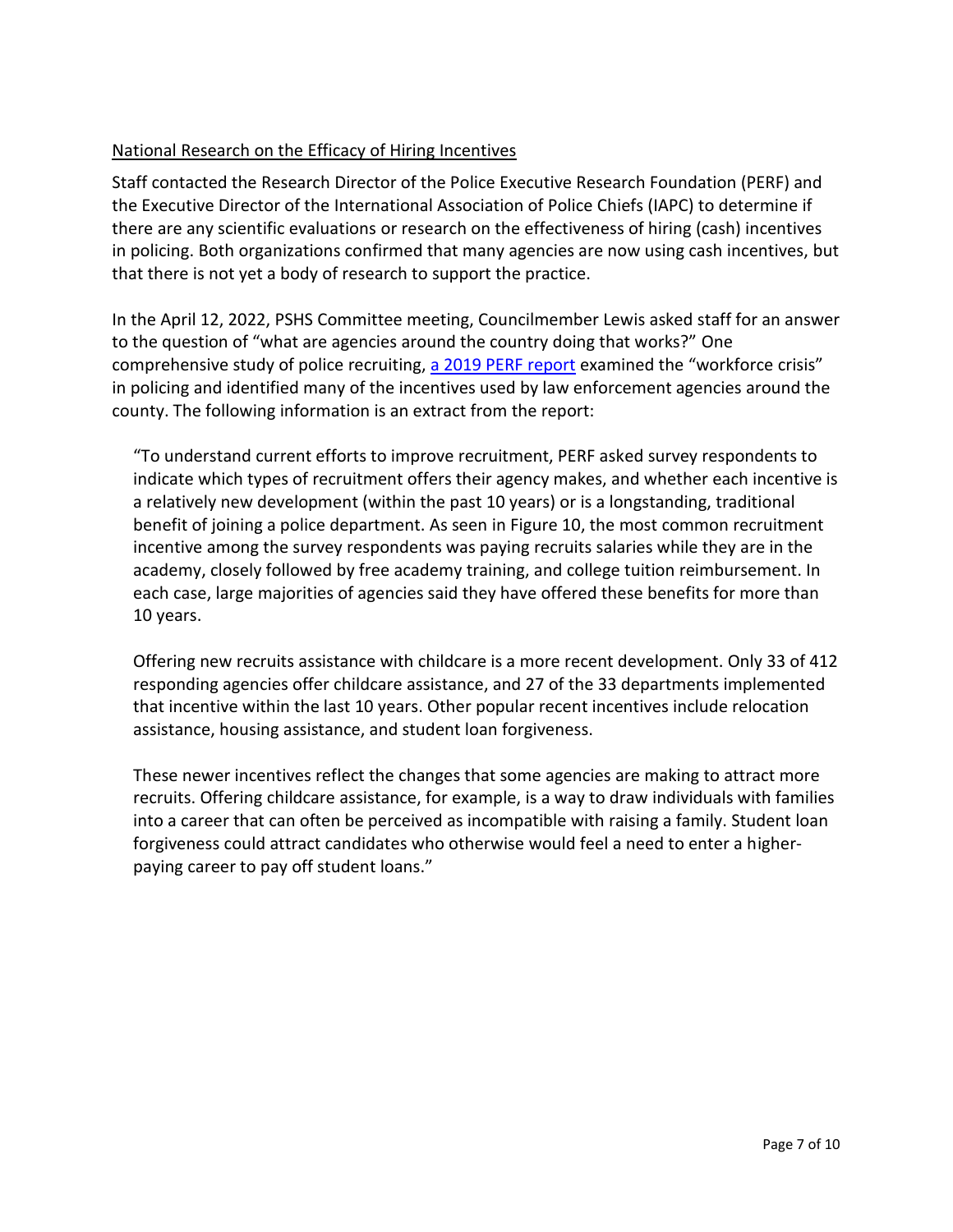## National Research on the Efficacy of Hiring Incentives

Staff contacted the Research Director of the Police Executive Research Foundation (PERF) and the Executive Director of the International Association of Police Chiefs (IAPC) to determine if there are any scientific evaluations or research on the effectiveness of hiring (cash) incentives in policing. Both organizations confirmed that many agencies are now using cash incentives, but that there is not yet a body of research to support the practice.

In the April 12, 2022, PSHS Committee meeting, Councilmember Lewis asked staff for an answer to the question of "what are agencies around the country doing that works?" One comprehensive study of police recruiting, a 2019 PERF report examined the "workforce crisis" in policing and identified many of the incentives used by law enforcement agencies around the county. The following information is an extract from the report:

> "To understand current efforts to improve recruitment, PERF asked survey respondents to indicate which types of recruitment offers their agency makes, and whether each incentive is a relatively new development (within the past 10 years) or is a longstanding, traditional benefit of joining a police department. As seen in Figure 10, the most common recruitment incentive among the survey respondents was paying recruits salaries while they are in the academy, closely followed by free academy training, and college tuition reimbursement. In each case, large majorities of agencies said they have offered these benefits for more than 10 years.
>
> Offering new recruits assistance with childcare is a more recent development. Only 33 of 412 responding agencies offer childcare assistance, and 27 of the 33 departments implemented that incentive within the last 10 years. Other popular recent incentives include relocation assistance, housing assistance, and student loan forgiveness.
>
> These newer incentives reflect the changes that some agencies are making to attract more recruits. Offering childcare assistance, for example, is a way to draw individuals with families into a career that can often be perceived as incompatible with raising a family. Student loan forgiveness could attract candidates who otherwise would feel a need to enter a higher-paying career to pay off student loans."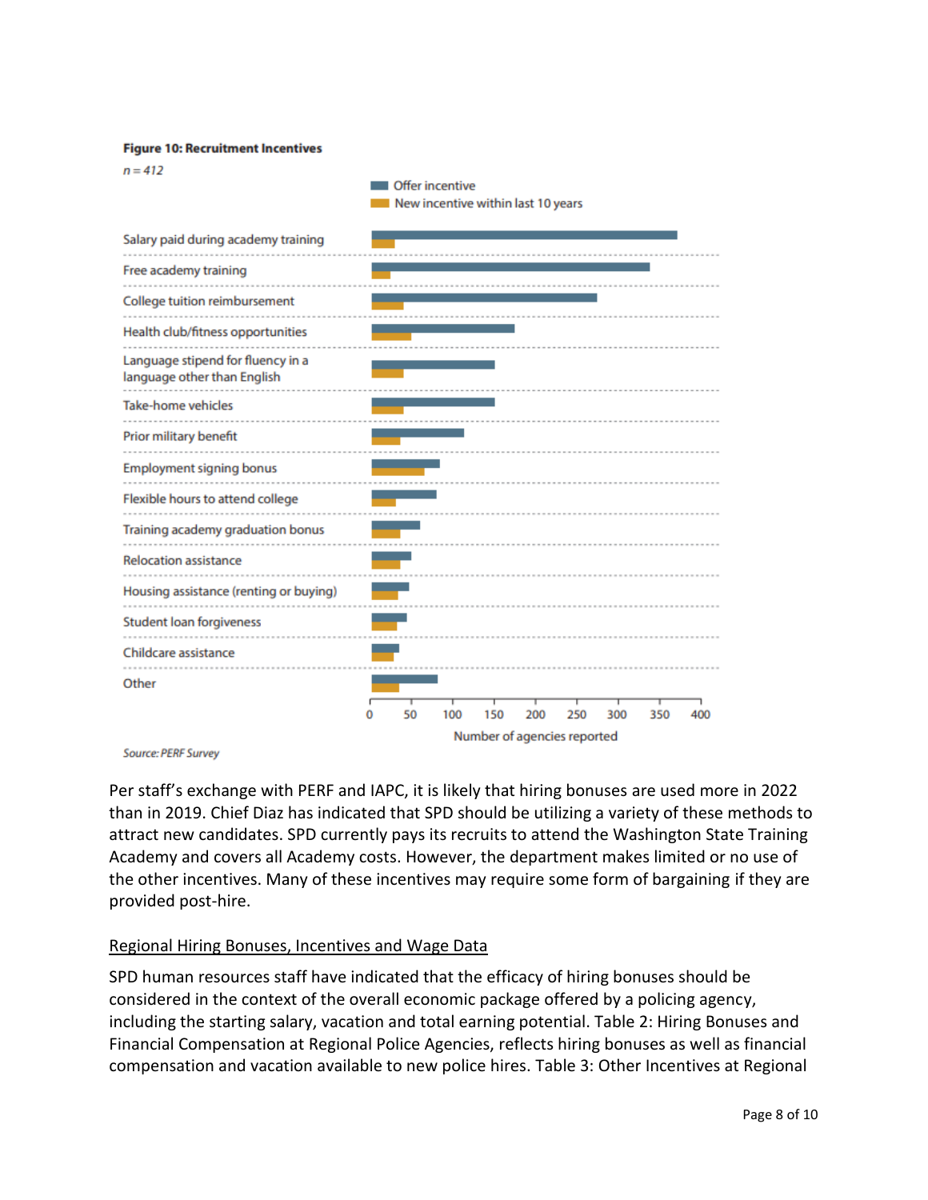**Figure 10: Recruitment Incentives**

*n = 412*

Offer incentive
New incentive within last 10 years

Salary paid during academy training
Free academy training
College tuition reimbursement
Health club/fitness opportunities
Language stipend for fluency in a language other than English
Take-home vehicles
Prior military benefit
Employment signing bonus
Flexible hours to attend college
Training academy graduation bonus
Relocation assistance
Housing assistance (renting or buying)
Student loan forgiveness
Childcare assistance
Other

0 50 100 150 200 250 300 350 400

Number of agencies reported

*Source: PERF Survey*

Per staff's exchange with PERF and IAPC, it is likely that hiring bonuses are used more in 2022 than in 2019. Chief Diaz has indicated that SPD should be utilizing a variety of these methods to attract new candidates. SPD currently pays its recruits to attend the Washington State Training Academy and covers all Academy costs. However, the department makes limited or no use of the other incentives. Many of these incentives may require some form of bargaining if they are provided post-hire.

<u>Regional Hiring Bonuses, Incentives and Wage Data</u>

SPD human resources staff have indicated that the efficacy of hiring bonuses should be considered in the context of the overall economic package offered by a policing agency, including the starting salary, vacation and total earning potential. Table 2: Hiring Bonuses and Financial Compensation at Regional Police Agencies, reflects hiring bonuses as well as financial compensation and vacation available to new police hires. Table 3: Other Incentives at Regional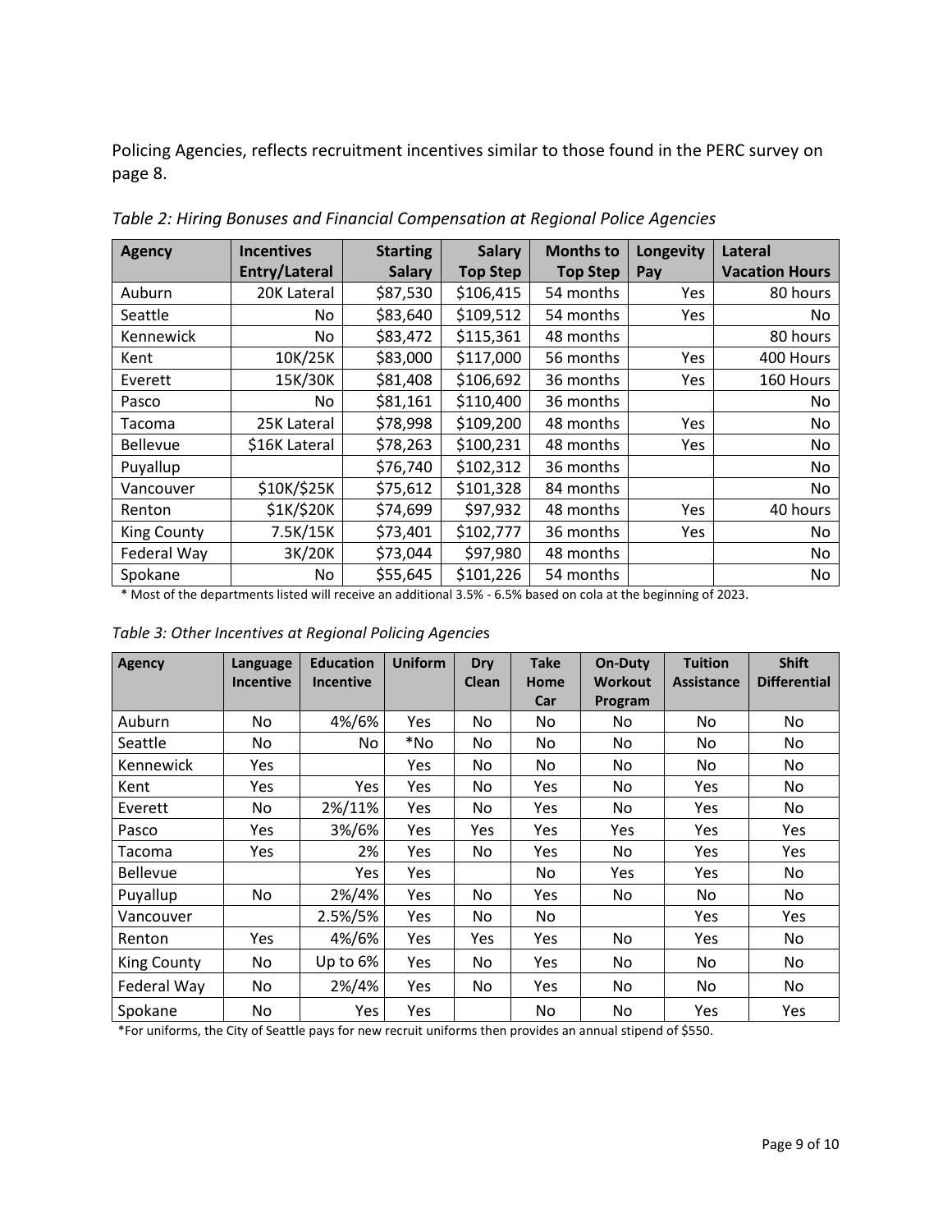Policing Agencies, reflects recruitment incentives similar to those found in the PERC survey on page 8.

*Table 2: Hiring Bonuses and Financial Compensation at Regional Police Agencies*

| Agency | Incentives Entry/Lateral | Starting Salary | Salary Top Step | Months to Top Step | Longevity Pay | Lateral Vacation Hours |
|---|---|---|---|---|---|---|
| Auburn | 20K Lateral | $87,530 | $106,415 | 54 months | Yes | 80 hours |
| Seattle | No | $83,640 | $109,512 | 54 months | Yes | No |
| Kennewick | No | $83,472 | $115,361 | 48 months | | 80 hours |
| Kent | 10K/25K | $83,000 | $117,000 | 56 months | Yes | 400 Hours |
| Everett | 15K/30K | $81,408 | $106,692 | 36 months | Yes | 160 Hours |
| Pasco | No | $81,161 | $110,400 | 36 months | | No |
| Tacoma | 25K Lateral | $78,998 | $109,200 | 48 months | Yes | No |
| Bellevue | $16K Lateral | $78,263 | $100,231 | 48 months | Yes | No |
| Puyallup | | $76,740 | $102,312 | 36 months | | No |
| Vancouver | $10K/$25K | $75,612 | $101,328 | 84 months | | No |
| Renton | $1K/$20K | $74,699 | $97,932 | 48 months | Yes | 40 hours |
| King County | 7.5K/15K | $73,401 | $102,777 | 36 months | Yes | No |
| Federal Way | 3K/20K | $73,044 | $97,980 | 48 months | | No |
| Spokane | No | $55,645 | $101,226 | 54 months | | No |

\* Most of the departments listed will receive an additional 3.5% - 6.5% based on cola at the beginning of 2023.

*Table 3: Other Incentives at Regional Policing Agencies*

| Agency | Language Incentive | Education Incentive | Uniform | Dry Clean | Take Home Car | On-Duty Workout Program | Tuition Assistance | Shift Differential |
|---|---|---|---|---|---|---|---|---|
| Auburn | No | 4%/6% | Yes | No | No | No | No | No |
| Seattle | No | No | *No | No | No | No | No | No |
| Kennewick | Yes | | Yes | No | No | No | No | No |
| Kent | Yes | Yes | Yes | No | Yes | No | Yes | No |
| Everett | No | 2%/11% | Yes | No | Yes | No | Yes | No |
| Pasco | Yes | 3%/6% | Yes | Yes | Yes | Yes | Yes | Yes |
| Tacoma | Yes | 2% | Yes | No | Yes | No | Yes | Yes |
| Bellevue | | Yes | Yes | | No | Yes | Yes | No |
| Puyallup | No | 2%/4% | Yes | No | Yes | No | No | No |
| Vancouver | | 2.5%/5% | Yes | No | No | | Yes | Yes |
| Renton | Yes | 4%/6% | Yes | Yes | Yes | No | Yes | No |
| King County | No | Up to 6% | Yes | No | Yes | No | No | No |
| Federal Way | No | 2%/4% | Yes | No | Yes | No | No | No |
| Spokane | No | Yes | Yes | | No | No | Yes | Yes |

*For uniforms, the City of Seattle pays for new recruit uniforms then provides an annual stipend of $550.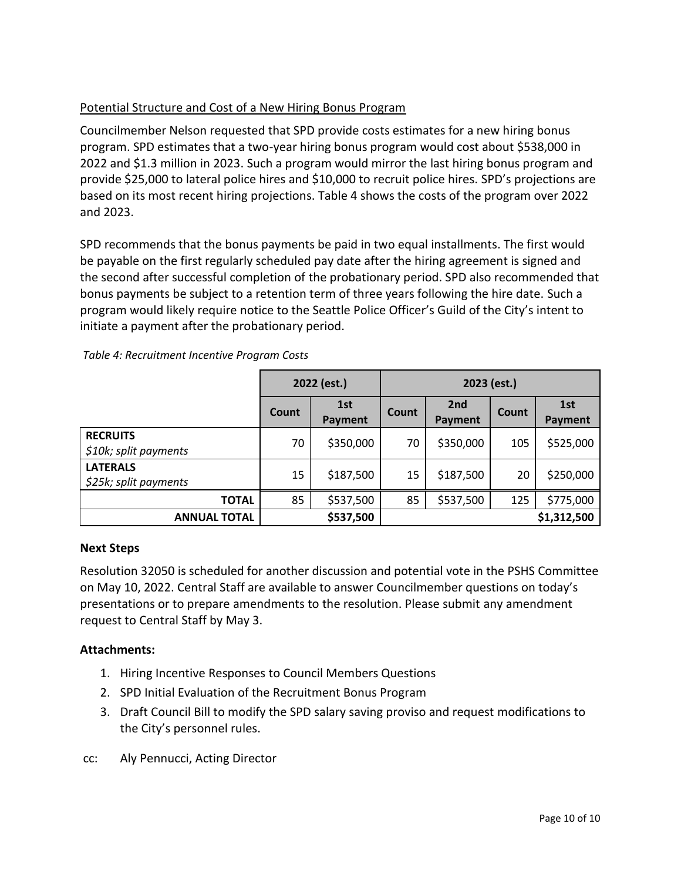Potential Structure and Cost of a New Hiring Bonus Program

Councilmember Nelson requested that SPD provide costs estimates for a new hiring bonus program. SPD estimates that a two-year hiring bonus program would cost about $538,000 in 2022 and $1.3 million in 2023. Such a program would mirror the last hiring bonus program and provide $25,000 to lateral police hires and $10,000 to recruit police hires. SPD's projections are based on its most recent hiring projections. Table 4 shows the costs of the program over 2022 and 2023.

SPD recommends that the bonus payments be paid in two equal installments. The first would be payable on the first regularly scheduled pay date after the hiring agreement is signed and the second after successful completion of the probationary period. SPD also recommended that bonus payments be subject to a retention term of three years following the hire date. Such a program would likely require notice to the Seattle Police Officer's Guild of the City's intent to initiate a payment after the probationary period.

*Table 4: Recruitment Incentive Program Costs*

| | 2022 (est.) | | 2023 (est.) | | | |
|---|---|---|---|---|---|---|
| | Count | 1st Payment | Count | 2nd Payment | Count | 1st Payment |
| **RECRUITS** *$10k; split payments* | 70 | $350,000 | 70 | $350,000 | 105 | $525,000 |
| **LATERALS** *$25k; split payments* | 15 | $187,500 | 15 | $187,500 | 20 | $250,000 |
| **TOTAL** | 85 | $537,500 | 85 | $537,500 | 125 | $775,000 |
| **ANNUAL TOTAL** | | $537,500 | | | | $1,312,500 |

**Next Steps**

Resolution 32050 is scheduled for another discussion and potential vote in the PSHS Committee on May 10, 2022. Central Staff are available to answer Councilmember questions on today's presentations or to prepare amendments to the resolution. Please submit any amendment request to Central Staff by May 3.

**Attachments:**

1. Hiring Incentive Responses to Council Members Questions
2. SPD Initial Evaluation of the Recruitment Bonus Program
3. Draft Council Bill to modify the SPD salary saving proviso and request modifications to the City's personnel rules.

cc: Aly Pennucci, Acting Director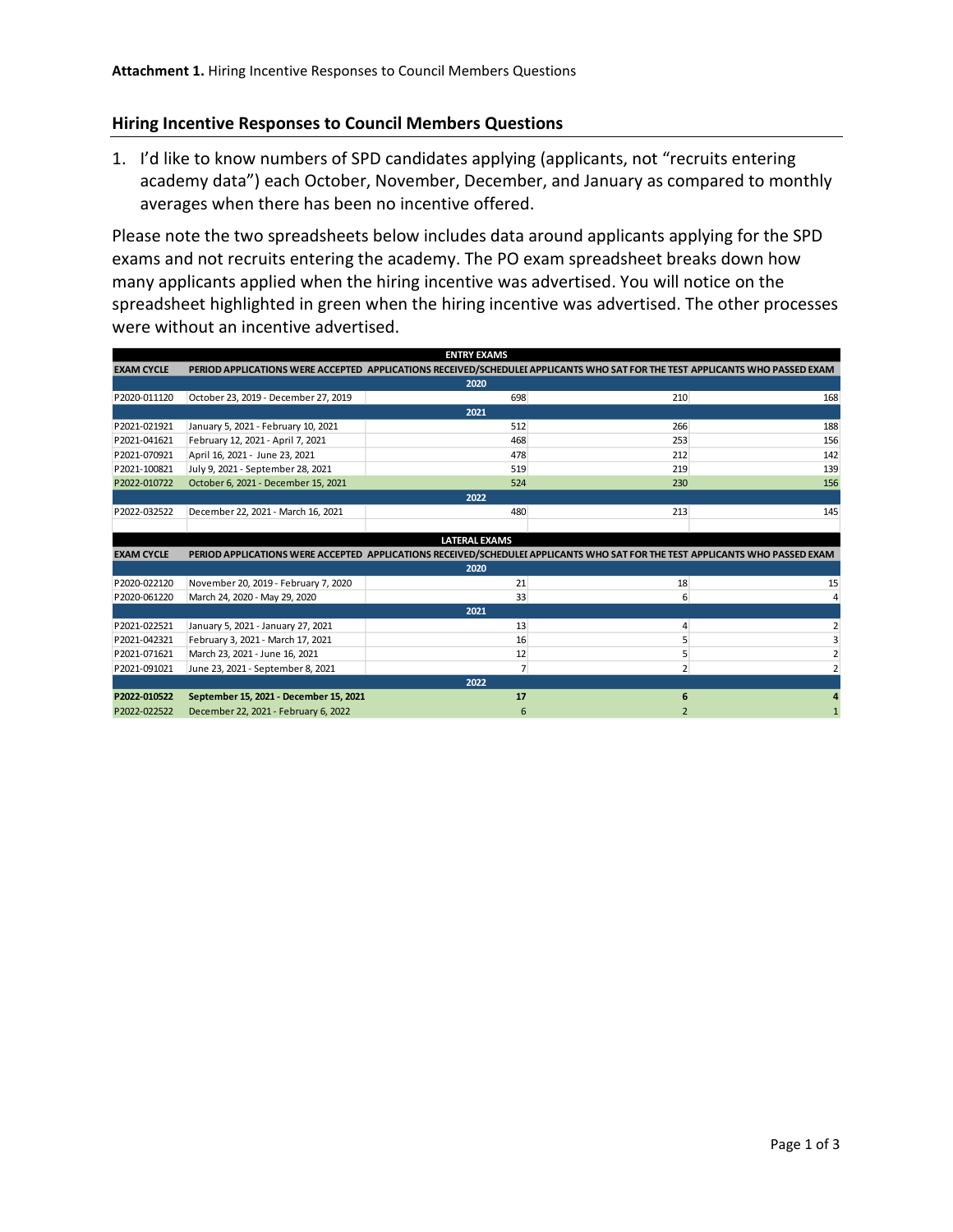**Attachment 1.** Hiring Incentive Responses to Council Members Questions

## Hiring Incentive Responses to Council Members Questions

1. I'd like to know numbers of SPD candidates applying (applicants, not "recruits entering academy data") each October, November, December, and January as compared to monthly averages when there has been no incentive offered.

Please note the two spreadsheets below includes data around applicants applying for the SPD exams and not recruits entering the academy. The PO exam spreadsheet breaks down how many applicants applied when the hiring incentive was advertised. You will notice on the spreadsheet highlighted in green when the hiring incentive was advertised. The other processes were without an incentive advertised.

| ENTRY EXAMS | | | | |
|---|---|---|---|---|
| **EXAM CYCLE** | **PERIOD APPLICATIONS WERE ACCEPTED** | **APPLICATIONS RECEIVED/SCHEDULED** | **APPLICANTS WHO SAT FOR THE TEST** | **APPLICANTS WHO PASSED EXAM** |
| | | **2020** | | |
| P2020-011120 | October 23, 2019 - December 27, 2019 | 698 | 210 | 168 |
| | | **2021** | | |
| P2021-021921 | January 5, 2021 - February 10, 2021 | 512 | 266 | 188 |
| P2021-041621 | February 12, 2021 - April 7, 2021 | 468 | 253 | 156 |
| P2021-070921 | April 16, 2021 - June 23, 2021 | 478 | 212 | 142 |
| P2021-100821 | July 9, 2021 - September 28, 2021 | 519 | 219 | 139 |
| P2022-010722 | October 6, 2021 - December 15, 2021 | 524 | 230 | 156 |
| | | **2022** | | |
| P2022-032522 | December 22, 2021 - March 16, 2021 | 480 | 213 | 145 |

| LATERAL EXAMS | | | | |
|---|---|---|---|---|
| **EXAM CYCLE** | **PERIOD APPLICATIONS WERE ACCEPTED** | **APPLICATIONS RECEIVED/SCHEDULED** | **APPLICANTS WHO SAT FOR THE TEST** | **APPLICANTS WHO PASSED EXAM** |
| | | **2020** | | |
| P2020-022120 | November 20, 2019 - February 7, 2020 | 21 | 18 | 15 |
| P2020-061220 | March 24, 2020 - May 29, 2020 | 33 | 6 | 4 |
| | | **2021** | | |
| P2021-022521 | January 5, 2021 - January 27, 2021 | 13 | 4 | 2 |
| P2021-042321 | February 3, 2021 - March 17, 2021 | 16 | 5 | 3 |
| P2021-071621 | March 23, 2021 - June 16, 2021 | 12 | 5 | 2 |
| P2021-091021 | June 23, 2021 - September 8, 2021 | 7 | 2 | 2 |
| | | **2022** | | |
| **P2022-010522** | **September 15, 2021 - December 15, 2021** | **17** | **6** | **4** |
| P2022-022522 | December 22, 2021 - February 6, 2022 | 6 | 2 | 1 |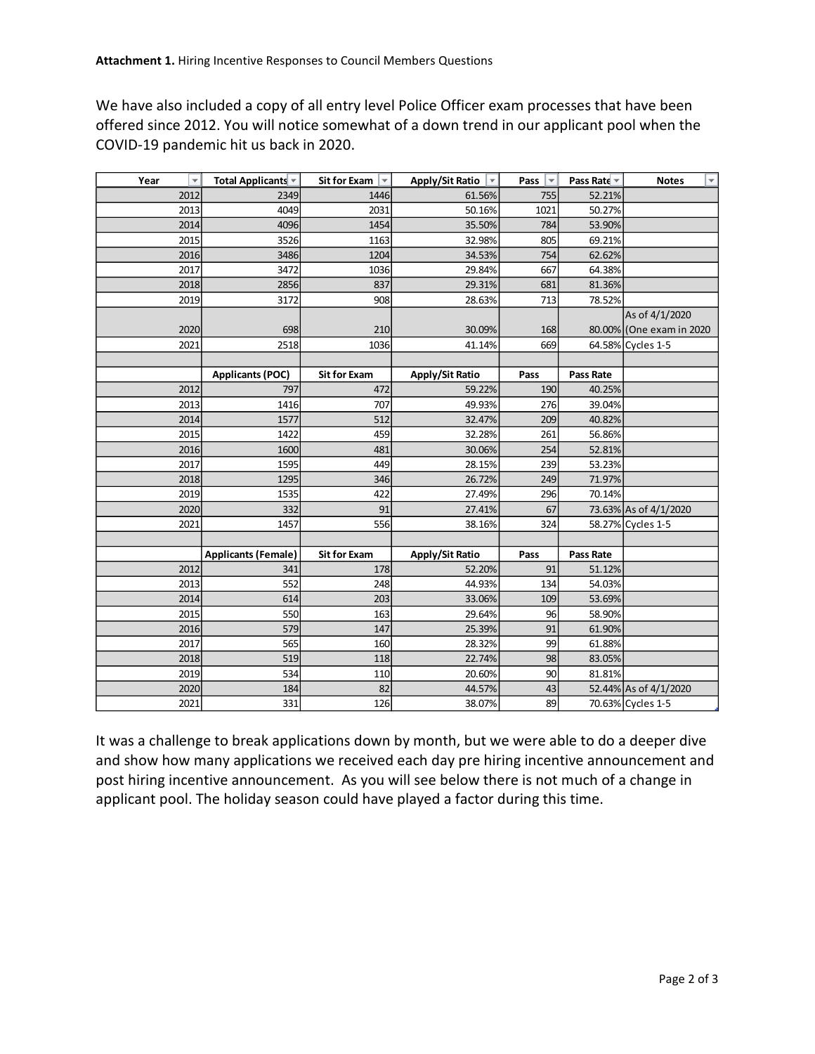**Attachment 1.** Hiring Incentive Responses to Council Members Questions

We have also included a copy of all entry level Police Officer exam processes that have been offered since 2012. You will notice somewhat of a down trend in our applicant pool when the COVID-19 pandemic hit us back in 2020.

| Year | Total Applicants | Sit for Exam | Apply/Sit Ratio | Pass | Pass Rate | Notes |
|---|---|---|---|---|---|---|
| 2012 | 2349 | 1446 | 61.56% | 755 | 52.21% | |
| 2013 | 4049 | 2031 | 50.16% | 1021 | 50.27% | |
| 2014 | 4096 | 1454 | 35.50% | 784 | 53.90% | |
| 2015 | 3526 | 1163 | 32.98% | 805 | 69.21% | |
| 2016 | 3486 | 1204 | 34.53% | 754 | 62.62% | |
| 2017 | 3472 | 1036 | 29.84% | 667 | 64.38% | |
| 2018 | 2856 | 837 | 29.31% | 681 | 81.36% | |
| 2019 | 3172 | 908 | 28.63% | 713 | 78.52% | |
| 2020 | 698 | 210 | 30.09% | 168 | 80.00% | As of 4/1/2020 (One exam in 2020 |
| 2021 | 2518 | 1036 | 41.14% | 669 | 64.58% | Cycles 1-5 |
| | | | | | | |
| | **Applicants (POC)** | **Sit for Exam** | **Apply/Sit Ratio** | **Pass** | **Pass Rate** | |
| 2012 | 797 | 472 | 59.22% | 190 | 40.25% | |
| 2013 | 1416 | 707 | 49.93% | 276 | 39.04% | |
| 2014 | 1577 | 512 | 32.47% | 209 | 40.82% | |
| 2015 | 1422 | 459 | 32.28% | 261 | 56.86% | |
| 2016 | 1600 | 481 | 30.06% | 254 | 52.81% | |
| 2017 | 1595 | 449 | 28.15% | 239 | 53.23% | |
| 2018 | 1295 | 346 | 26.72% | 249 | 71.97% | |
| 2019 | 1535 | 422 | 27.49% | 296 | 70.14% | |
| 2020 | 332 | 91 | 27.41% | 67 | 73.63% | As of 4/1/2020 |
| 2021 | 1457 | 556 | 38.16% | 324 | 58.27% | Cycles 1-5 |
| | | | | | | |
| | **Applicants (Female)** | **Sit for Exam** | **Apply/Sit Ratio** | **Pass** | **Pass Rate** | |
| 2012 | 341 | 178 | 52.20% | 91 | 51.12% | |
| 2013 | 552 | 248 | 44.93% | 134 | 54.03% | |
| 2014 | 614 | 203 | 33.06% | 109 | 53.69% | |
| 2015 | 550 | 163 | 29.64% | 96 | 58.90% | |
| 2016 | 579 | 147 | 25.39% | 91 | 61.90% | |
| 2017 | 565 | 160 | 28.32% | 99 | 61.88% | |
| 2018 | 519 | 118 | 22.74% | 98 | 83.05% | |
| 2019 | 534 | 110 | 20.60% | 90 | 81.81% | |
| 2020 | 184 | 82 | 44.57% | 43 | 52.44% | As of 4/1/2020 |
| 2021 | 331 | 126 | 38.07% | 89 | 70.63% | Cycles 1-5 |

It was a challenge to break applications down by month, but we were able to do a deeper dive and show how many applications we received each day pre hiring incentive announcement and post hiring incentive announcement. As you will see below there is not much of a change in applicant pool. The holiday season could have played a factor during this time.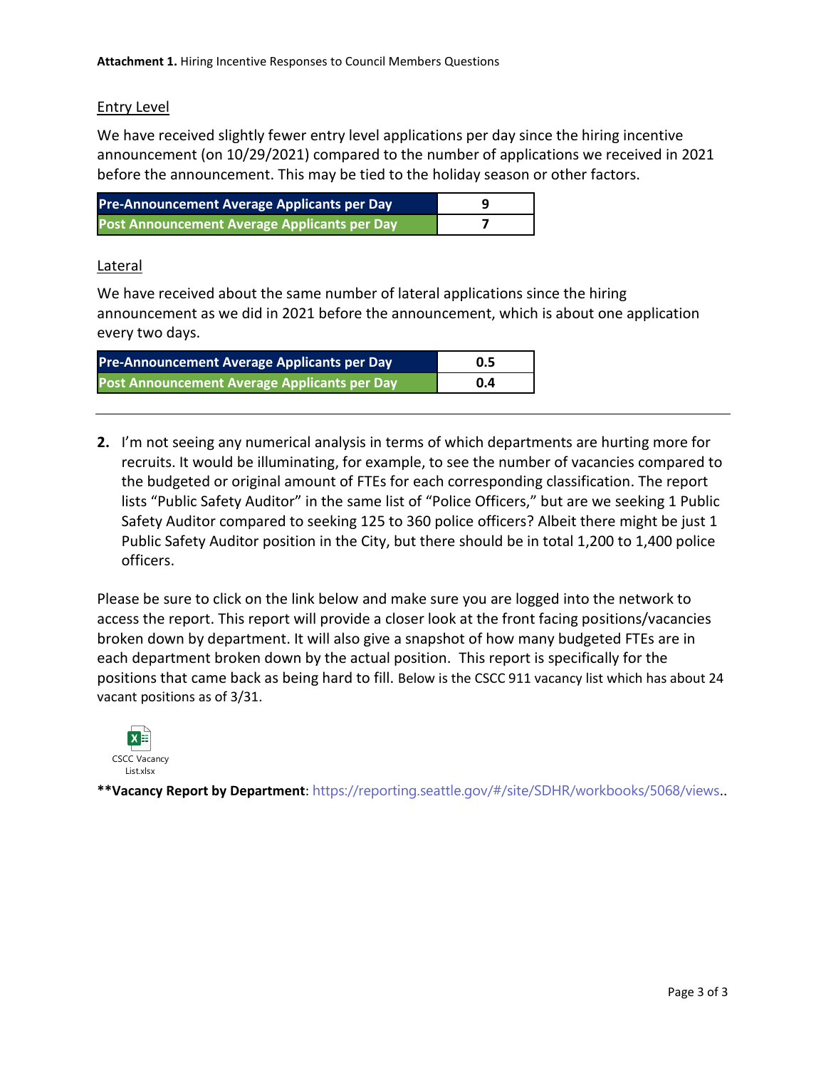**Attachment 1.** Hiring Incentive Responses to Council Members Questions

Entry Level

We have received slightly fewer entry level applications per day since the hiring incentive announcement (on 10/29/2021) compared to the number of applications we received in 2021 before the announcement. This may be tied to the holiday season or other factors.

| Pre-Announcement Average Applicants per Day | 9 |
|---|---|
| Post Announcement Average Applicants per Day | 7 |

Lateral

We have received about the same number of lateral applications since the hiring announcement as we did in 2021 before the announcement, which is about one application every two days.

| Pre-Announcement Average Applicants per Day | 0.5 |
|---|---|
| Post Announcement Average Applicants per Day | 0.4 |

---

**2.** I'm not seeing any numerical analysis in terms of which departments are hurting more for recruits. It would be illuminating, for example, to see the number of vacancies compared to the budgeted or original amount of FTEs for each corresponding classification. The report lists "Public Safety Auditor" in the same list of "Police Officers," but are we seeking 1 Public Safety Auditor compared to seeking 125 to 360 police officers? Albeit there might be just 1 Public Safety Auditor position in the City, but there should be in total 1,200 to 1,400 police officers.

Please be sure to click on the link below and make sure you are logged into the network to access the report. This report will provide a closer look at the front facing positions/vacancies broken down by department. It will also give a snapshot of how many budgeted FTEs are in each department broken down by the actual position. This report is specifically for the positions that came back as being hard to fill. Below is the CSCC 911 vacancy list which has about 24 vacant positions as of 3/31.

CSCC Vacancy List.xlsx

****Vacancy Report by Department**: https://reporting.seattle.gov/#/site/SDHR/workbooks/5068/views..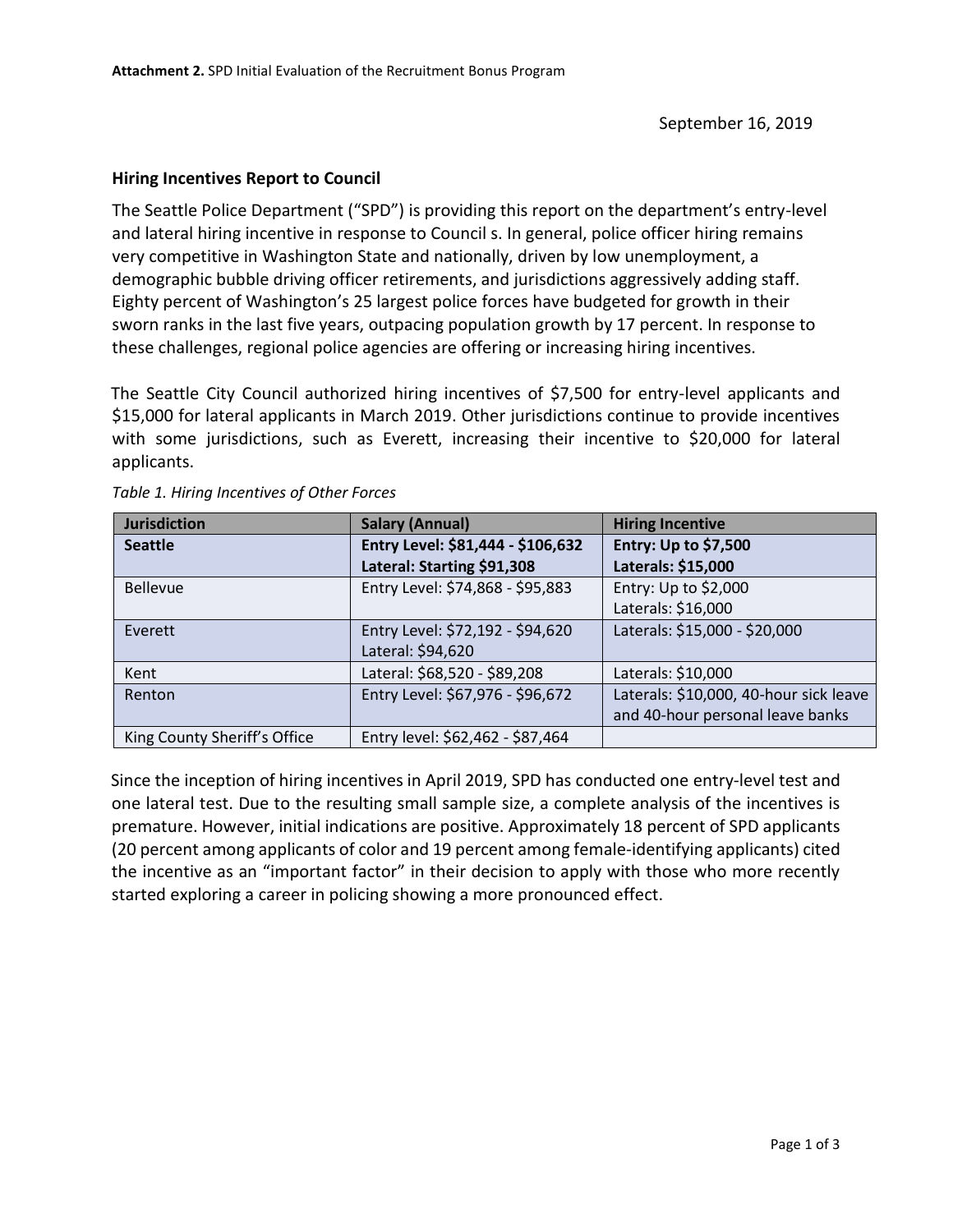**Attachment 2.** SPD Initial Evaluation of the Recruitment Bonus Program

September 16, 2019

### Hiring Incentives Report to Council

The Seattle Police Department ("SPD") is providing this report on the department's entry-level and lateral hiring incentive in response to Council s. In general, police officer hiring remains very competitive in Washington State and nationally, driven by low unemployment, a demographic bubble driving officer retirements, and jurisdictions aggressively adding staff. Eighty percent of Washington's 25 largest police forces have budgeted for growth in their sworn ranks in the last five years, outpacing population growth by 17 percent. In response to these challenges, regional police agencies are offering or increasing hiring incentives.

The Seattle City Council authorized hiring incentives of $7,500 for entry-level applicants and $15,000 for lateral applicants in March 2019. Other jurisdictions continue to provide incentives with some jurisdictions, such as Everett, increasing their incentive to $20,000 for lateral applicants.

*Table 1. Hiring Incentives of Other Forces*

| Jurisdiction | Salary (Annual) | Hiring Incentive |
|---|---|---|
| **Seattle** | **Entry Level: $81,444 - $106,632**<br>**Lateral: Starting $91,308** | **Entry: Up to $7,500**<br>**Laterals: $15,000** |
| Bellevue | Entry Level: $74,868 - $95,883 | Entry: Up to $2,000<br>Laterals: $16,000 |
| Everett | Entry Level: $72,192 - $94,620<br>Lateral: $94,620 | Laterals: $15,000 - $20,000 |
| Kent | Lateral: $68,520 - $89,208 | Laterals: $10,000 |
| Renton | Entry Level: $67,976 - $96,672 | Laterals: $10,000, 40-hour sick leave and 40-hour personal leave banks |
| King County Sheriff's Office | Entry level: $62,462 - $87,464 | |

Since the inception of hiring incentives in April 2019, SPD has conducted one entry-level test and one lateral test. Due to the resulting small sample size, a complete analysis of the incentives is premature. However, initial indications are positive. Approximately 18 percent of SPD applicants (20 percent among applicants of color and 19 percent among female-identifying applicants) cited the incentive as an "important factor" in their decision to apply with those who more recently started exploring a career in policing showing a more pronounced effect.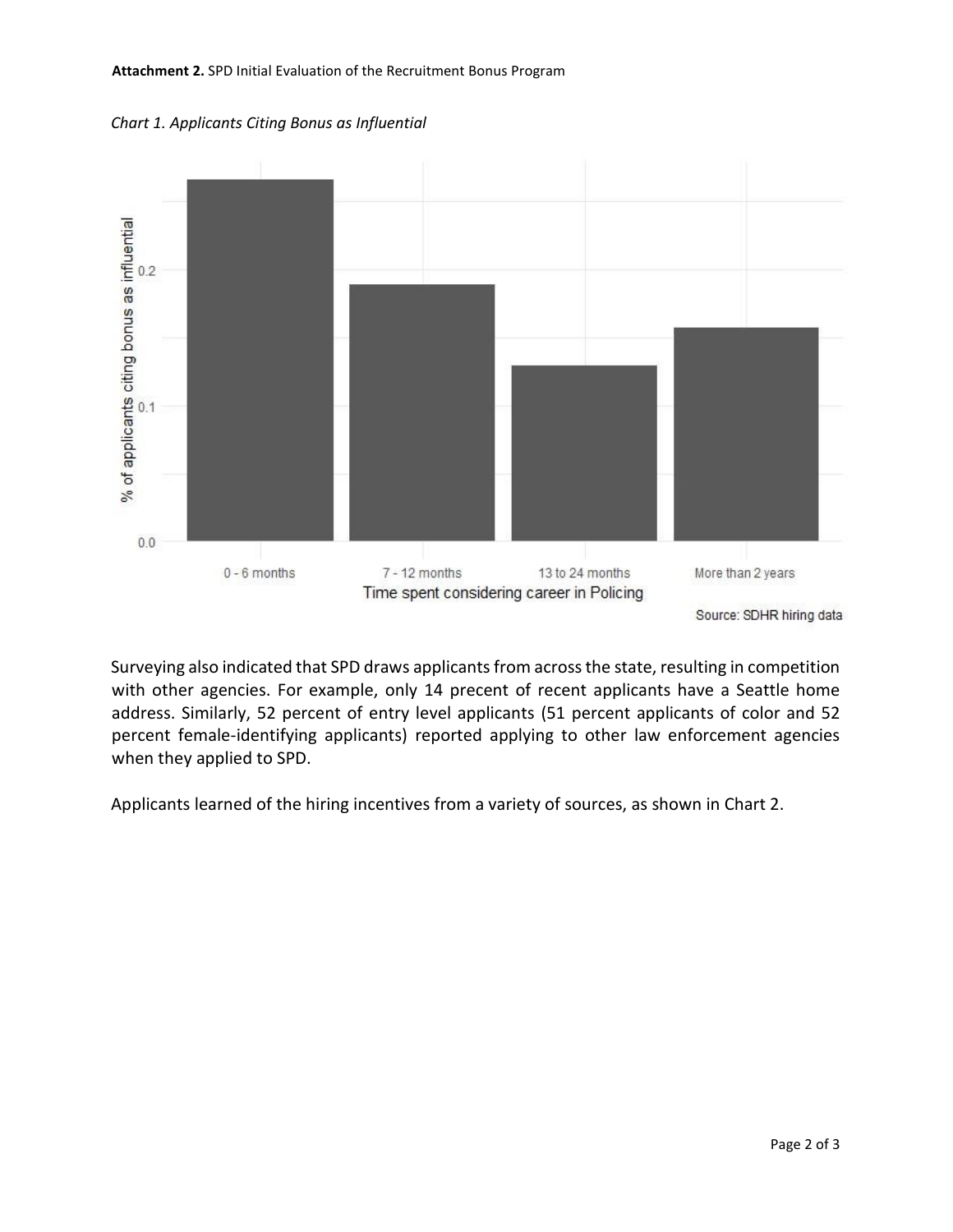**Attachment 2.** SPD Initial Evaluation of the Recruitment Bonus Program

*Chart 1. Applicants Citing Bonus as Influential*

Surveying also indicated that SPD draws applicants from across the state, resulting in competition with other agencies. For example, only 14 precent of recent applicants have a Seattle home address. Similarly, 52 percent of entry level applicants (51 percent applicants of color and 52 percent female-identifying applicants) reported applying to other law enforcement agencies when they applied to SPD.

Applicants learned of the hiring incentives from a variety of sources, as shown in Chart 2.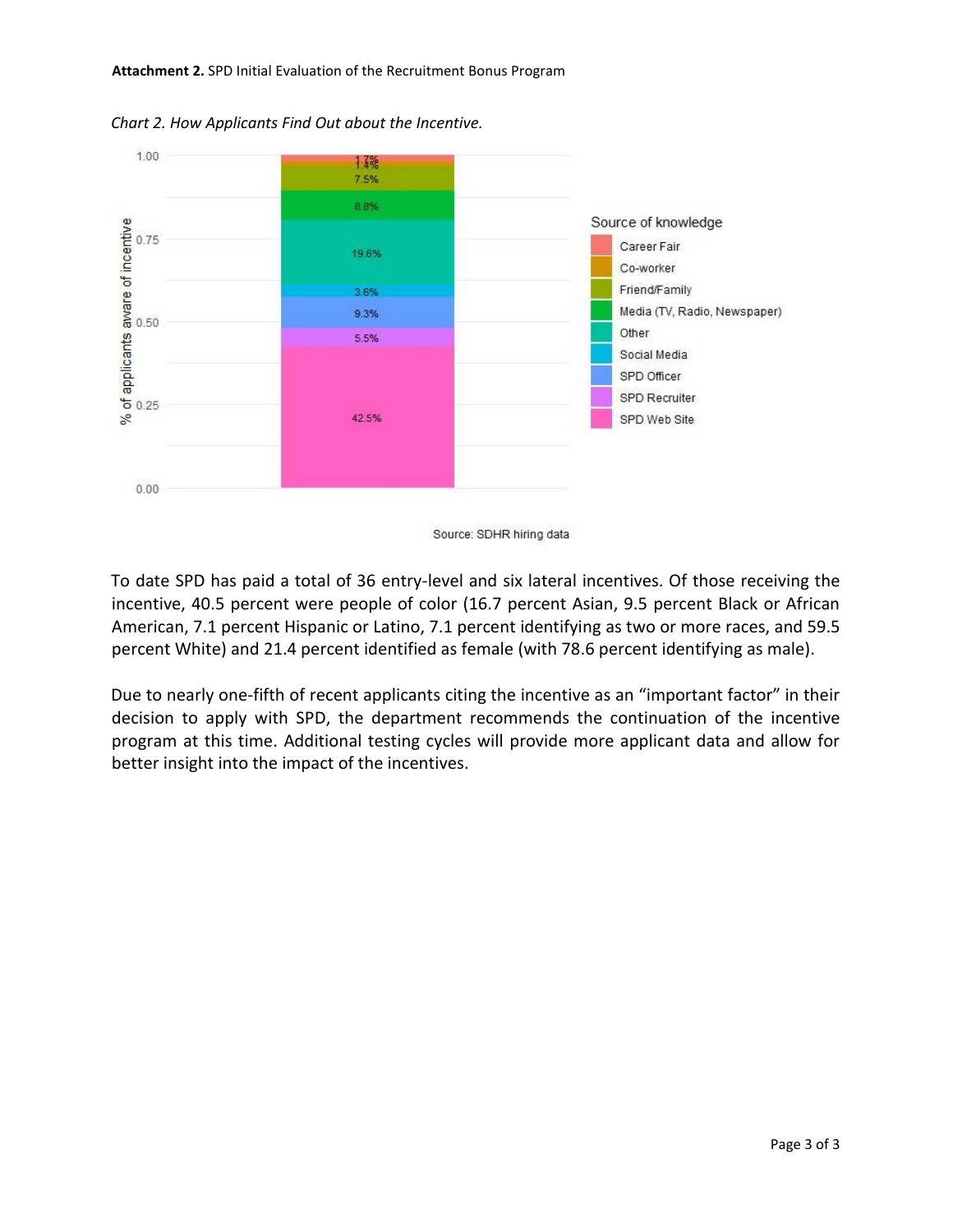**Attachment 2.** SPD Initial Evaluation of the Recruitment Bonus Program

*Chart 2. How Applicants Find Out about the Incentive.*

1.00
0.75
0.50
0.25
0.00

% of applicants aware of incentive

1.7%
1.4%
7.5%
8.8%
19.6%
3.6%
9.3%
5.5%
42.5%

Source of knowledge
Career Fair
Co-worker
Friend/Family
Media (TV, Radio, Newspaper)
Other
Social Media
SPD Officer
SPD Recruiter
SPD Web Site

Source: SDHR hiring data

To date SPD has paid a total of 36 entry-level and six lateral incentives. Of those receiving the incentive, 40.5 percent were people of color (16.7 percent Asian, 9.5 percent Black or African American, 7.1 percent Hispanic or Latino, 7.1 percent identifying as two or more races, and 59.5 percent White) and 21.4 percent identified as female (with 78.6 percent identifying as male).

Due to nearly one-fifth of recent applicants citing the incentive as an "important factor" in their decision to apply with SPD, the department recommends the continuation of the incentive program at this time. Additional testing cycles will provide more applicant data and allow for better insight into the impact of the incentives.